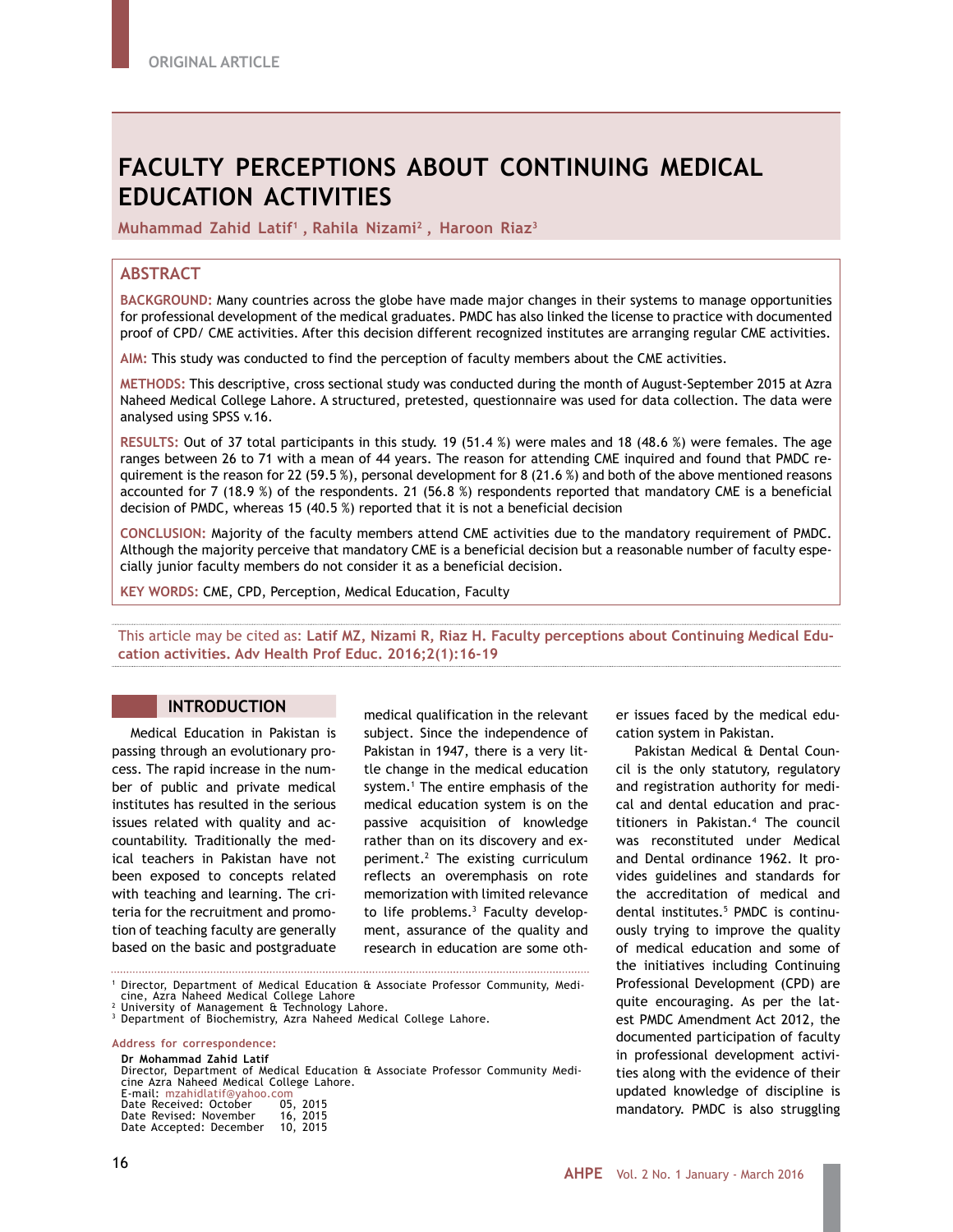ORIGINAL ARTICLE

# FACULTY PERCEPTIONS ABOUT CONTINUING MEDICAL EDUCATION ACTIVITIES

**Muhammad Zahid Latif[1], Rahila Nizami[2], Haroon Riaz[3]**

## ABSTRACT

**BACKGROUND:** Many countries across the globe have made major changes in their systems to manage opportunities for professional development of the medical graduates. PMDC has also linked the license to practice with documented proof of CPD/ CME activities. After this decision different recognized institutes are arranging regular CME activities.

**AIM:** This study was conducted to find the perception of faculty members about the CME activities.

**METHODS:** This descriptive, cross sectional study was conducted during the month of August-September 2015 at Azra Naheed Medical College Lahore. A structured, pretested, questionnaire was used for data collection. The data were analysed using SPSS v.16.

**RESULTS:** Out of 37 total participants in this study. 19 (51.4 %) were males and 18 (48.6 %) were females. The age ranges between 26 to 71 with a mean of 44 years. The reason for attending CME inquired and found that PMDC requirement is the reason for 22 (59.5 %), personal development for 8 (21.6 %) and both of the above mentioned reasons accounted for 7 (18.9 %) of the respondents. 21 (56.8 %) respondents reported that mandatory CME is a beneficial decision of PMDC, whereas 15 (40.5 %) reported that it is not a beneficial decision

**CONCLUSION:** Majority of the faculty members attend CME activities due to the mandatory requirement of PMDC. Although the majority perceive that mandatory CME is a beneficial decision but a reasonable number of faculty especially junior faculty members do not consider it as a beneficial decision.

**KEY WORDS:** CME, CPD, Perception, Medical Education, Faculty

This article may be cited as: **Latif MZ, Nizami R, Riaz H. Faculty perceptions about Continuing Medical Education activities. Adv Health Prof Educ. 2016;2(1):16-19**

## INTRODUCTION

Medical Education in Pakistan is passing through an evolutionary process. The rapid increase in the number of public and private medical institutes has resulted in the serious issues related with quality and accountability. Traditionally the medical teachers in Pakistan have not been exposed to concepts related with teaching and learning. The criteria for the recruitment and promotion of teaching faculty are generally based on the basic and postgraduate medical qualification in the relevant subject. Since the independence of Pakistan in 1947, there is a very little change in the medical education system.[1] The entire emphasis of the medical education system is on the passive acquisition of knowledge rather than on its discovery and experiment.[2] The existing curriculum reflects an overemphasis on rote memorization with limited relevance to life problems.[3] Faculty development, assurance of the quality and research in education are some other issues faced by the medical education system in Pakistan.

Pakistan Medical & Dental Council is the only statutory, regulatory and registration authority for medical and dental education and practitioners in Pakistan.[4] The council was reconstituted under Medical and Dental ordinance 1962. It provides guidelines and standards for the accreditation of medical and dental institutes.[5] PMDC is continuously trying to improve the quality of medical education and some of the initiatives including Continuing Professional Development (CPD) are quite encouraging. As per the latest PMDC Amendment Act 2012, the documented participation of faculty in professional development activities along with the evidence of their updated knowledge of discipline is mandatory. PMDC is also struggling

---

[1] Director, Department of Medical Education & Associate Professor Community, Medicine, Azra Naheed Medical College Lahore
[2] University of Management & Technology Lahore.
[3] Department of Biochemistry, Azra Naheed Medical College Lahore.

**Address for correspondence:**

**Dr Muhammad Zahid Latif**
Director, Department of Medical Education & Associate Professor Community Medicine Azra Naheed Medical College Lahore.
E-mail: mzahidlatif@yahoo.com
Date Received: October 05, 2015
Date Revised: November 16, 2015
Date Accepted: December 10, 2015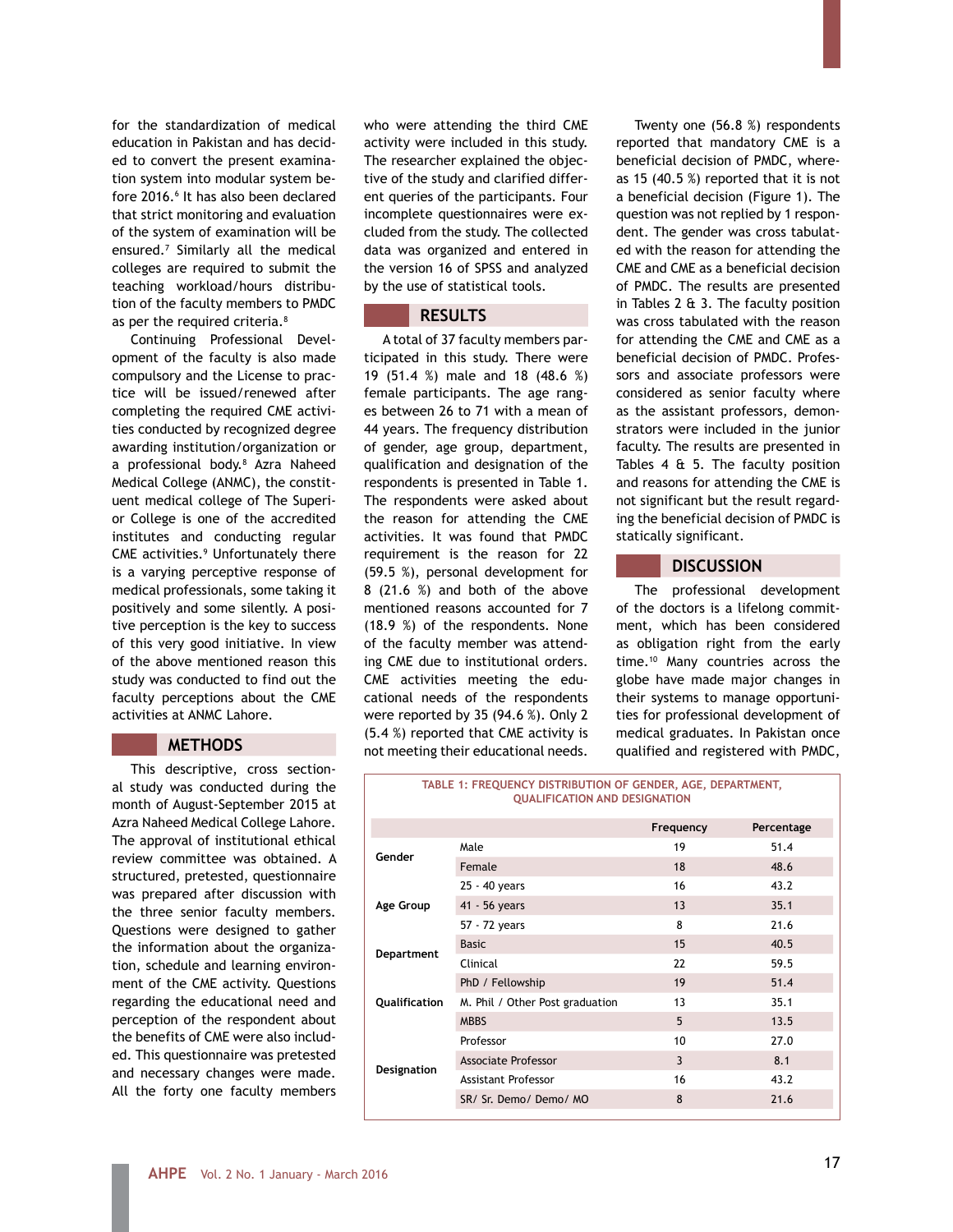for the standardization of medical education in Pakistan and has decided to convert the present examination system into modular system before 2016.[6] It has also been declared that strict monitoring and evaluation of the system of examination will be ensured.[7] Similarly all the medical colleges are required to submit the teaching workload/hours distribution of the faculty members to PMDC as per the required criteria.[8]

Continuing Professional Development of the faculty is also made compulsory and the License to practice will be issued/renewed after completing the required CME activities conducted by recognized degree awarding institution/organization or a professional body.[8] Azra Naheed Medical College (ANMC), the constituent medical college of The Superior College is one of the accredited institutes and conducting regular CME activities.[9] Unfortunately there is a varying perceptive response of medical professionals, some taking it positively and some silently. A positive perception is the key to success of this very good initiative. In view of the above mentioned reason this study was conducted to find out the faculty perceptions about the CME activities at ANMC Lahore.

## METHODS

This descriptive, cross sectional study was conducted during the month of August-September 2015 at Azra Naheed Medical College Lahore. The approval of institutional ethical review committee was obtained. A structured, pretested, questionnaire was prepared after discussion with the three senior faculty members. Questions were designed to gather the information about the organization, schedule and learning environment of the CME activity. Questions regarding the educational need and perception of the respondent about the benefits of CME were also included. This questionnaire was pretested and necessary changes were made. All the forty one faculty members who were attending the third CME activity were included in this study. The researcher explained the objective of the study and clarified different queries of the participants. Four incomplete questionnaires were excluded from the study. The collected data was organized and entered in the version 16 of SPSS and analyzed by the use of statistical tools.

## RESULTS

A total of 37 faculty members participated in this study. There were 19 (51.4 %) male and 18 (48.6 %) female participants. The age ranges between 26 to 71 with a mean of 44 years. The frequency distribution of gender, age group, department, qualification and designation of the respondents is presented in Table 1. The respondents were asked about the reason for attending the CME activities. It was found that PMDC requirement is the reason for 22 (59.5 %), personal development for 8 (21.6 %) and both of the above mentioned reasons accounted for 7 (18.9 %) of the respondents. None of the faculty member was attending CME due to institutional orders. CME activities meeting the educational needs of the respondents were reported by 35 (94.6 %). Only 2 (5.4 %) reported that CME activity is not meeting their educational needs.

Twenty one (56.8 %) respondents reported that mandatory CME is a beneficial decision of PMDC, whereas 15 (40.5 %) reported that it is not a beneficial decision (Figure 1). The question was not replied by 1 respondent. The gender was cross tabulated with the reason for attending the CME and CME as a beneficial decision of PMDC. The results are presented in Tables 2 & 3. The faculty position was cross tabulated with the reason for attending the CME and CME as a beneficial decision of PMDC. Professors and associate professors were considered as senior faculty where as the assistant professors, demonstrators were included in the junior faculty. The results are presented in Tables 4 & 5. The faculty position and reasons for attending the CME is not significant but the result regarding the beneficial decision of PMDC is statically significant.

## DISCUSSION

The professional development of the doctors is a lifelong commitment, which has been considered as obligation right from the early time.[10] Many countries across the globe have made major changes in their systems to manage opportunities for professional development of medical graduates. In Pakistan once qualified and registered with PMDC,

**TABLE 1: FREQUENCY DISTRIBUTION OF GENDER, AGE, DEPARTMENT, QUALIFICATION AND DESIGNATION**

| | | Frequency | Percentage |
|---|---|---|---|
| Gender | Male | 19 | 51.4 |
| | Female | 18 | 48.6 |
| Age Group | 25 - 40 years | 16 | 43.2 |
| | 41 - 56 years | 13 | 35.1 |
| | 57 - 72 years | 8 | 21.6 |
| Department | Basic | 15 | 40.5 |
| | Clinical | 22 | 59.5 |
| Qualification | PhD / Fellowship | 19 | 51.4 |
| | M. Phil / Other Post graduation | 13 | 35.1 |
| | MBBS | 5 | 13.5 |
| Designation | Professor | 10 | 27.0 |
| | Associate Professor | 3 | 8.1 |
| | Assistant Professor | 16 | 43.2 |
| | SR/ Sr. Demo/ Demo/ MO | 8 | 21.6 |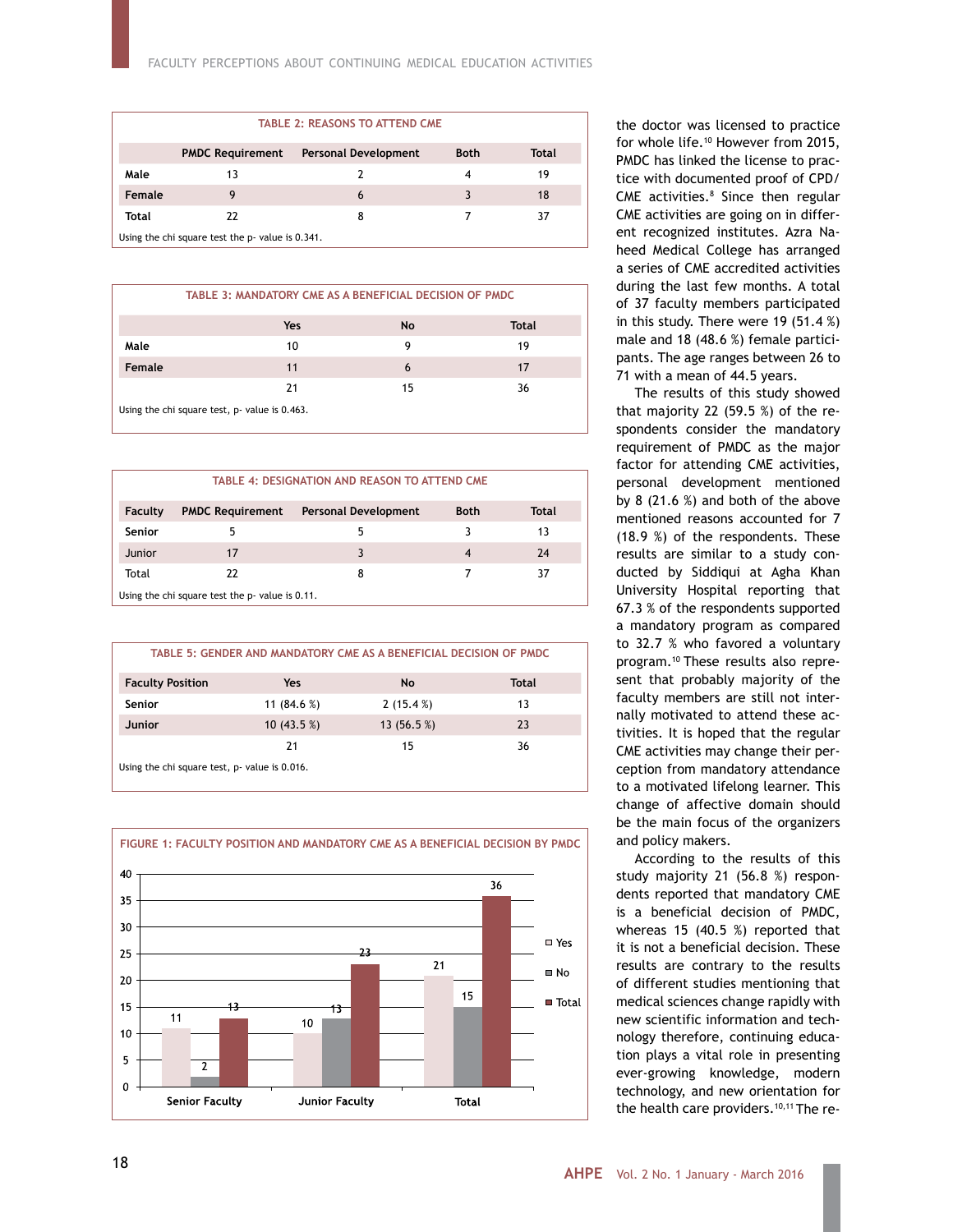**TABLE 2: REASONS TO ATTEND CME**

| | PMDC Requirement | Personal Development | Both | Total |
|---|---|---|---|---|
| Male | 13 | 2 | 4 | 19 |
| Female | 9 | 6 | 3 | 18 |
| Total | 22 | 8 | 7 | 37 |

Using the chi square test the p- value is 0.341.

**TABLE 3: MANDATORY CME AS A BENEFICIAL DECISION OF PMDC**

| | Yes | No | Total |
|---|---|---|---|
| Male | 10 | 9 | 19 |
| Female | 11 | 6 | 17 |
| | 21 | 15 | 36 |

Using the chi square test, p- value is 0.463.

**TABLE 4: DESIGNATION AND REASON TO ATTEND CME**

| Faculty | PMDC Requirement | Personal Development | Both | Total |
|---|---|---|---|---|
| Senior | 5 | 5 | 3 | 13 |
| Junior | 17 | 3 | 4 | 24 |
| Total | 22 | 8 | 7 | 37 |

Using the chi square test the p- value is 0.11.

**TABLE 5: GENDER AND MANDATORY CME AS A BENEFICIAL DECISION OF PMDC**

| Faculty Position | Yes | No | Total |
|---|---|---|---|
| Senior | 11 (84.6 %) | 2 (15.4 %) | 13 |
| Junior | 10 (43.5 %) | 13 (56.5 %) | 23 |
| | 21 | 15 | 36 |

Using the chi square test, p- value is 0.016.

**FIGURE 1: FACULTY POSITION AND MANDATORY CME AS A BENEFICIAL DECISION BY PMDC**

| | Yes | No | Total |
|---|---|---|---|
| Senior Faculty | 11 | 2 | 13 |
| Junior Faculty | 10 | 13 | 23 |
| Total | 21 | 15 | 36 |

the doctor was licensed to practice for whole life.[10] However from 2015, PMDC has linked the license to practice with documented proof of CPD/CME activities.[8] Since then regular CME activities are going on in different recognized institutes. Azra Naheed Medical College has arranged a series of CME accredited activities during the last few months. A total of 37 faculty members participated in this study. There were 19 (51.4 %) male and 18 (48.6 %) female participants. The age ranges between 26 to 71 with a mean of 44.5 years.

The results of this study showed that majority 22 (59.5 %) of the respondents consider the mandatory requirement of PMDC as the major factor for attending CME activities, personal development mentioned by 8 (21.6 %) and both of the above mentioned reasons accounted for 7 (18.9 %) of the respondents. These results are similar to a study conducted by Siddiqui at Agha Khan University Hospital reporting that 67.3 % of the respondents supported a mandatory program as compared to 32.7 % who favored a voluntary program.[10] These results also represent that probably majority of the faculty members are still not internally motivated to attend these activities. It is hoped that the regular CME activities may change their perception from mandatory attendance to a motivated lifelong learner. This change of affective domain should be the main focus of the organizers and policy makers.

According to the results of this study majority 21 (56.8 %) respondents reported that mandatory CME is a beneficial decision of PMDC, whereas 15 (40.5 %) reported that it is not a beneficial decision. These results are contrary to the results of different studies mentioning that medical sciences change rapidly with new scientific information and technology therefore, continuing education plays a vital role in presenting ever-growing knowledge, modern technology, and new orientation for the health care providers.[10,11] The re-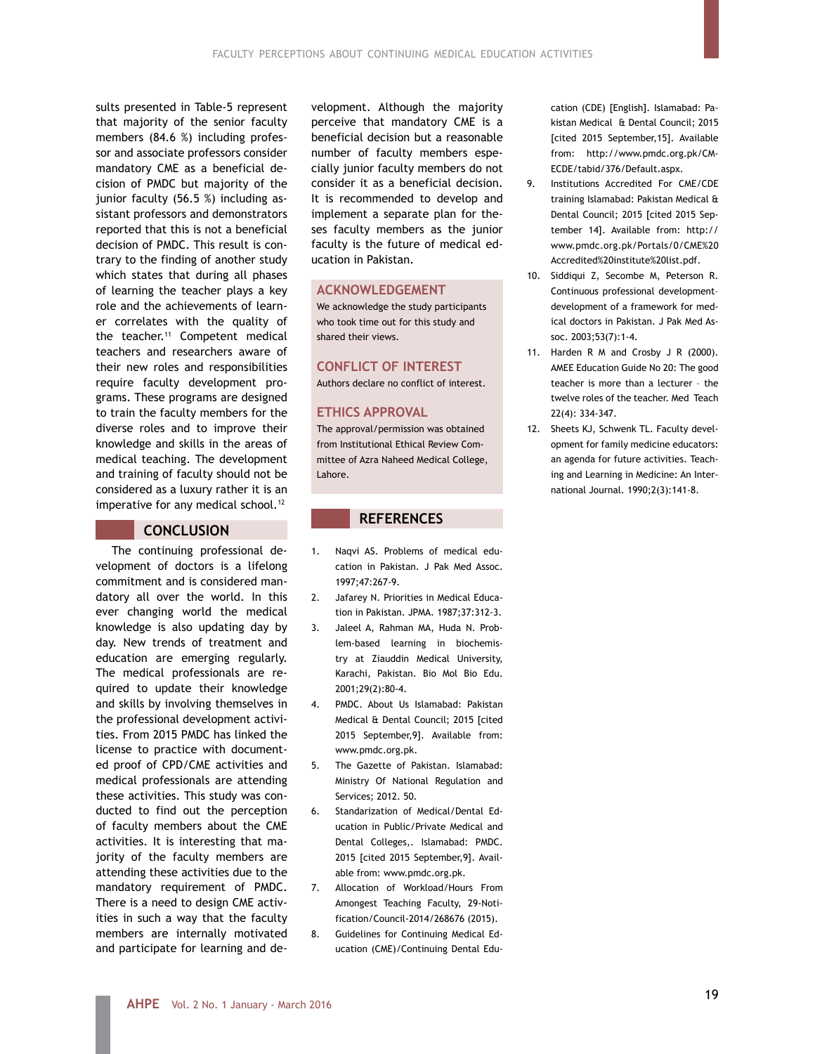sults presented in Table-5 represent that majority of the senior faculty members (84.6 %) including professor and associate professors consider mandatory CME as a beneficial decision of PMDC but majority of the junior faculty (56.5 %) including assistant professors and demonstrators reported that this is not a beneficial decision of PMDC. This result is contrary to the finding of another study which states that during all phases of learning the teacher plays a key role and the achievements of learner correlates with the quality of the teacher.[11] Competent medical teachers and researchers aware of their new roles and responsibilities require faculty development programs. These programs are designed to train the faculty members for the diverse roles and to improve their knowledge and skills in the areas of medical teaching. The development and training of faculty should not be considered as a luxury rather it is an imperative for any medical school.[12]

## CONCLUSION

The continuing professional development of doctors is a lifelong commitment and is considered mandatory all over the world. In this ever changing world the medical knowledge is also updating day by day. New trends of treatment and education are emerging regularly. The medical professionals are required to update their knowledge and skills by involving themselves in the professional development activities. From 2015 PMDC has linked the license to practice with documented proof of CPD/CME activities and medical professionals are attending these activities. This study was conducted to find out the perception of faculty members about the CME activities. It is interesting that majority of the faculty members are attending these activities due to the mandatory requirement of PMDC. There is a need to design CME activities in such a way that the faculty members are internally motivated and participate for learning and development. Although the majority perceive that mandatory CME is a beneficial decision but a reasonable number of faculty members especially junior faculty members do not consider it as a beneficial decision. It is recommended to develop and implement a separate plan for theses faculty members as the junior faculty is the future of medical education in Pakistan.

## ACKNOWLEDGEMENT

We acknowledge the study participants who took time out for this study and shared their views.

## CONFLICT OF INTEREST

Authors declare no conflict of interest.

## ETHICS APPROVAL

The approval/permission was obtained from Institutional Ethical Review Committee of Azra Naheed Medical College, Lahore.

## REFERENCES

1. Naqvi AS. Problems of medical education in Pakistan. J Pak Med Assoc. 1997;47:267-9.
2. Jafarey N. Priorities in Medical Education in Pakistan. JPMA. 1987;37:312-3.
3. Jaleel A, Rahman MA, Huda N. Problem-based learning in biochemistry at Ziauddin Medical University, Karachi, Pakistan. Bio Mol Bio Edu. 2001;29(2):80-4.
4. PMDC. About Us Islamabad: Pakistan Medical & Dental Council; 2015 [cited 2015 September,9]. Available from: www.pmdc.org.pk.
5. The Gazette of Pakistan. Islamabad: Ministry Of National Regulation and Services; 2012. 50.
6. Standarization of Medical/Dental Education in Public/Private Medical and Dental Colleges,. Islamabad: PMDC. 2015 [cited 2015 September,9]. Available from: www.pmdc.org.pk.
7. Allocation of Workload/Hours From Amongest Teaching Faculty, 29-Notification/Council-2014/268676 (2015).
8. Guidelines for Continuing Medical Education (CME)/Continuing Dental Education (CDE) [English]. Islamabad: Pakistan Medical & Dental Council; 2015 [cited 2015 September,15]. Available from: http://www.pmdc.org.pk/CMECDE/tabid/376/Default.aspx.
9. Institutions Accredited For CME/CDE training Islamabad: Pakistan Medical & Dental Council; 2015 [cited 2015 September 14]. Available from: http://www.pmdc.org.pk/Portals/0/CME%20Accredited%20institute%20list.pdf.
10. Siddiqui Z, Secombe M, Peterson R. Continuous professional development-development of a framework for medical doctors in Pakistan. J Pak Med Assoc. 2003;53(7):1-4.
11. Harden R M and Crosby J R (2000). AMEE Education Guide No 20: The good teacher is more than a lecturer – the twelve roles of the teacher. Med Teach 22(4): 334-347.
12. Sheets KJ, Schwenk TL. Faculty development for family medicine educators: an agenda for future activities. Teaching and Learning in Medicine: An International Journal. 1990;2(3):141-8.